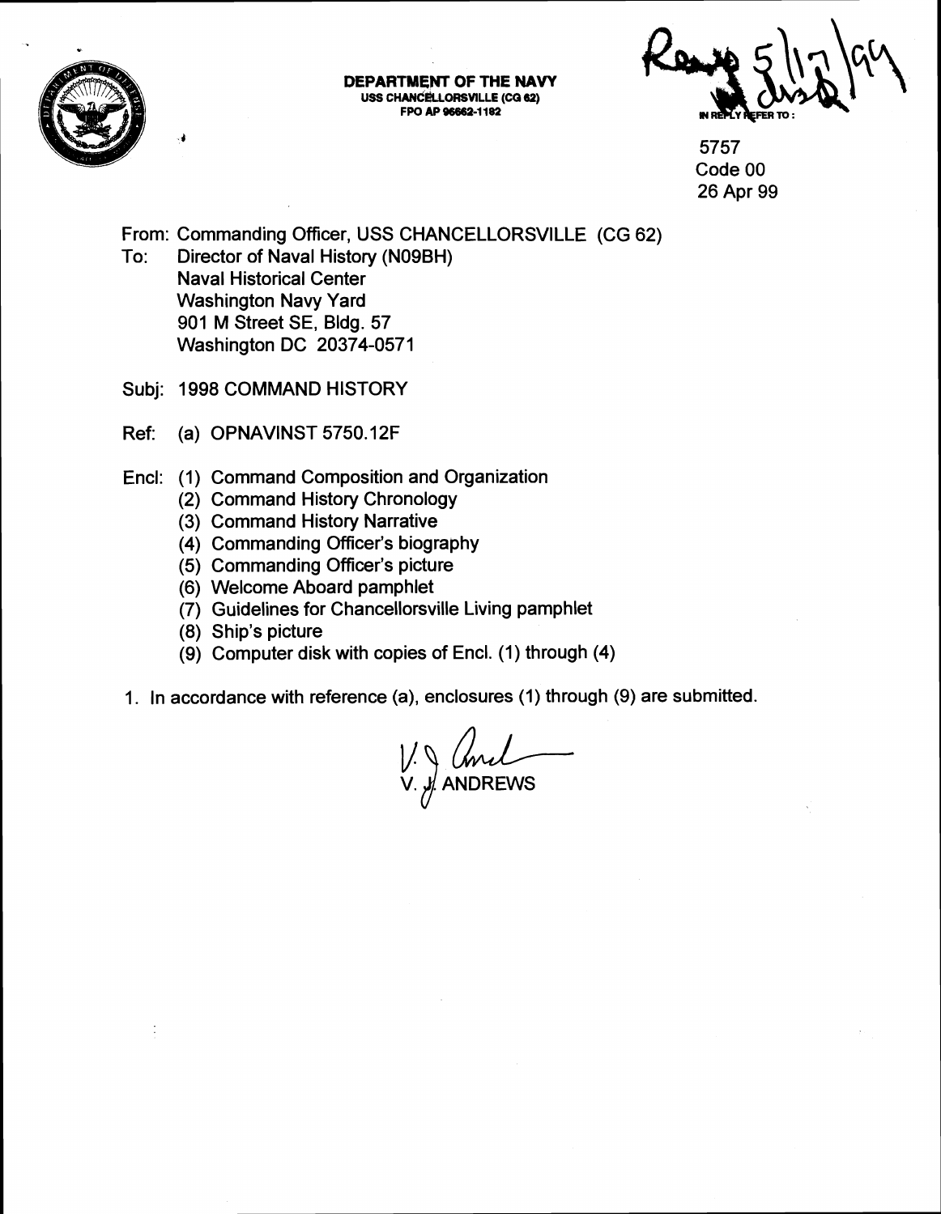**DEPARTMENT OF THE NAVY**
**USS CHANCELLORSVILLE (CG 62)**
**FPO AP 96662-1182**

IN REPLY REFER TO:

5757
Code 00
26 Apr 99

From: Commanding Officer, USS CHANCELLORSVILLE (CG 62)
To: Director of Naval History (N09BH)
Naval Historical Center
Washington Navy Yard
901 M Street SE, Bldg. 57
Washington DC 20374-0571

Subj: 1998 COMMAND HISTORY

Ref: (a) OPNAVINST 5750.12F

Encl: (1) Command Composition and Organization
(2) Command History Chronology
(3) Command History Narrative
(4) Commanding Officer's biography
(5) Commanding Officer's picture
(6) Welcome Aboard pamphlet
(7) Guidelines for Chancellorsville Living pamphlet
(8) Ship's picture
(9) Computer disk with copies of Encl. (1) through (4)

1. In accordance with reference (a), enclosures (1) through (9) are submitted.

V. J. ANDREWS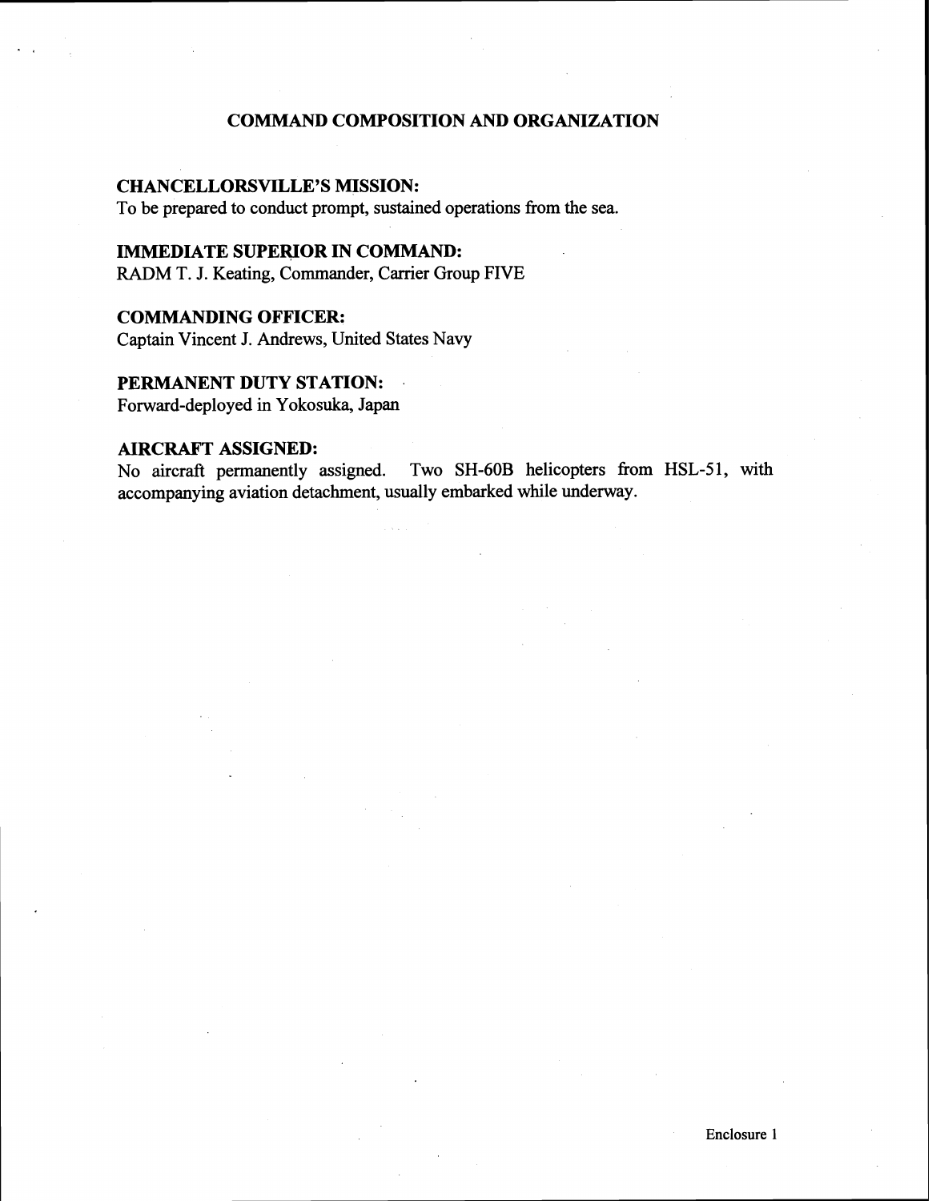# COMMAND COMPOSITION AND ORGANIZATION

**CHANCELLORSVILLE'S MISSION:**
To be prepared to conduct prompt, sustained operations from the sea.

**IMMEDIATE SUPERIOR IN COMMAND:**
RADM T. J. Keating, Commander, Carrier Group FIVE

**COMMANDING OFFICER:**
Captain Vincent J. Andrews, United States Navy

**PERMANENT DUTY STATION:**
Forward-deployed in Yokosuka, Japan

**AIRCRAFT ASSIGNED:**
No aircraft permanently assigned. Two SH-60B helicopters from HSL-51, with accompanying aviation detachment, usually embarked while underway.

Enclosure 1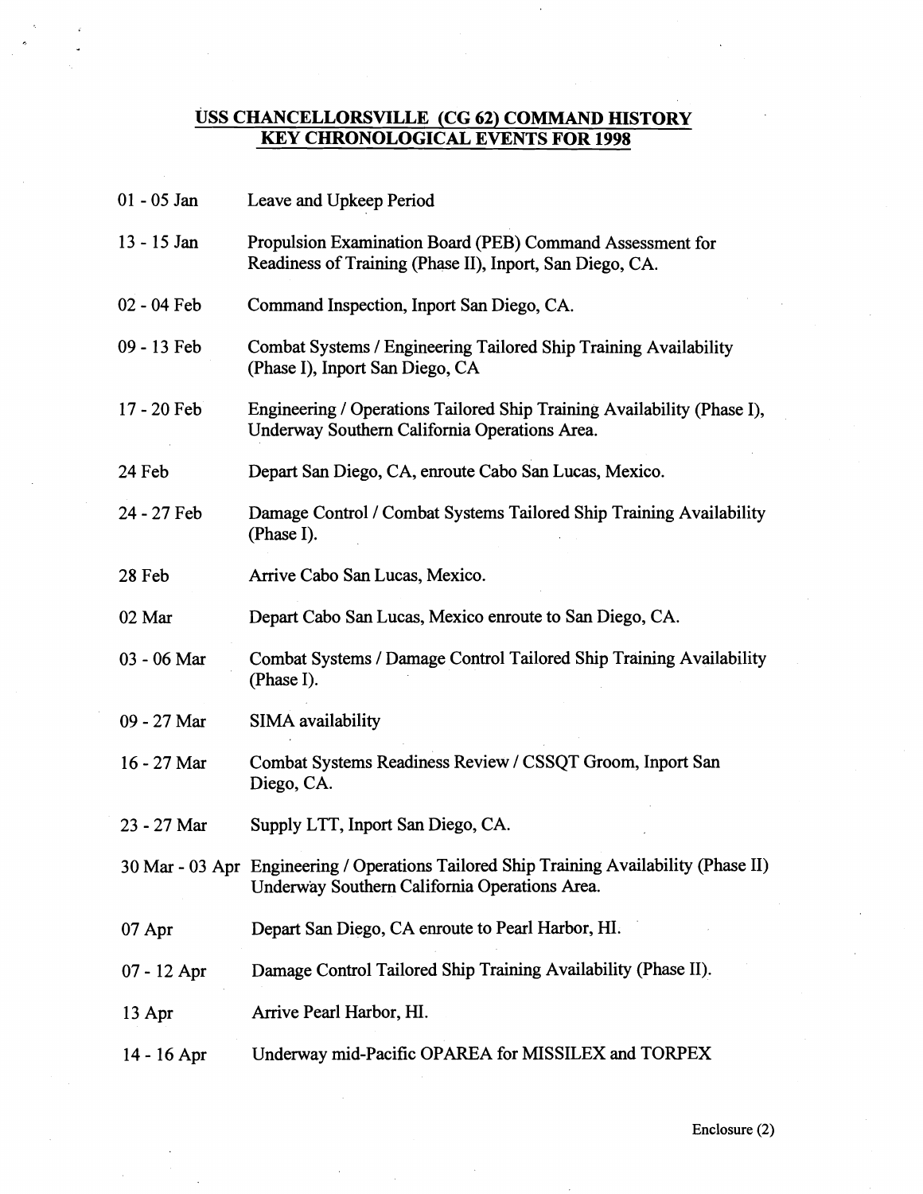# USS CHANCELLORSVILLE (CG 62) COMMAND HISTORY
## KEY CHRONOLOGICAL EVENTS FOR 1998

| | |
|---|---|
| 01 - 05 Jan | Leave and Upkeep Period |
| 13 - 15 Jan | Propulsion Examination Board (PEB) Command Assessment for Readiness of Training (Phase II), Inport, San Diego, CA. |
| 02 - 04 Feb | Command Inspection, Inport San Diego, CA. |
| 09 - 13 Feb | Combat Systems / Engineering Tailored Ship Training Availability (Phase I), Inport San Diego, CA |
| 17 - 20 Feb | Engineering / Operations Tailored Ship Training Availability (Phase I), Underway Southern California Operations Area. |
| 24 Feb | Depart San Diego, CA, enroute Cabo San Lucas, Mexico. |
| 24 - 27 Feb | Damage Control / Combat Systems Tailored Ship Training Availability (Phase I). |
| 28 Feb | Arrive Cabo San Lucas, Mexico. |
| 02 Mar | Depart Cabo San Lucas, Mexico enroute to San Diego, CA. |
| 03 - 06 Mar | Combat Systems / Damage Control Tailored Ship Training Availability (Phase I). |
| 09 - 27 Mar | SIMA availability |
| 16 - 27 Mar | Combat Systems Readiness Review / CSSQT Groom, Inport San Diego, CA. |
| 23 - 27 Mar | Supply LTT, Inport San Diego, CA. |
| 30 Mar - 03 Apr | Engineering / Operations Tailored Ship Training Availability (Phase II) Underway Southern California Operations Area. |
| 07 Apr | Depart San Diego, CA enroute to Pearl Harbor, HI. |
| 07 - 12 Apr | Damage Control Tailored Ship Training Availability (Phase II). |
| 13 Apr | Arrive Pearl Harbor, HI. |
| 14 - 16 Apr | Underway mid-Pacific OPAREA for MISSILEX and TORPEX |

Enclosure (2)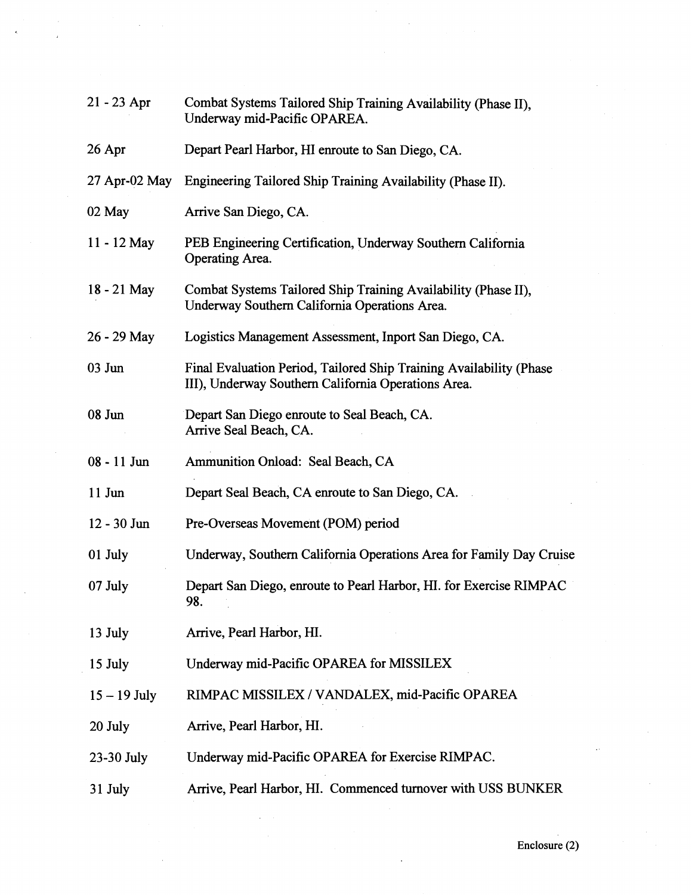| | |
|---|---|
| 21 - 23 Apr | Combat Systems Tailored Ship Training Availability (Phase II), Underway mid-Pacific OPAREA. |
| 26 Apr | Depart Pearl Harbor, HI enroute to San Diego, CA. |
| 27 Apr-02 May | Engineering Tailored Ship Training Availability (Phase II). |
| 02 May | Arrive San Diego, CA. |
| 11 - 12 May | PEB Engineering Certification, Underway Southern California Operating Area. |
| 18 - 21 May | Combat Systems Tailored Ship Training Availability (Phase II), Underway Southern California Operations Area. |
| 26 - 29 May | Logistics Management Assessment, Inport San Diego, CA. |
| 03 Jun | Final Evaluation Period, Tailored Ship Training Availability (Phase III), Underway Southern California Operations Area. |
| 08 Jun | Depart San Diego enroute to Seal Beach, CA. Arrive Seal Beach, CA. |
| 08 - 11 Jun | Ammunition Onload: Seal Beach, CA |
| 11 Jun | Depart Seal Beach, CA enroute to San Diego, CA. |
| 12 - 30 Jun | Pre-Overseas Movement (POM) period |
| 01 July | Underway, Southern California Operations Area for Family Day Cruise |
| 07 July | Depart San Diego, enroute to Pearl Harbor, HI. for Exercise RIMPAC 98. |
| 13 July | Arrive, Pearl Harbor, HI. |
| 15 July | Underway mid-Pacific OPAREA for MISSILEX |
| 15 – 19 July | RIMPAC MISSILEX / VANDALEX, mid-Pacific OPAREA |
| 20 July | Arrive, Pearl Harbor, HI. |
| 23-30 July | Underway mid-Pacific OPAREA for Exercise RIMPAC. |
| 31 July | Arrive, Pearl Harbor, HI. Commenced turnover with USS BUNKER |

Enclosure (2)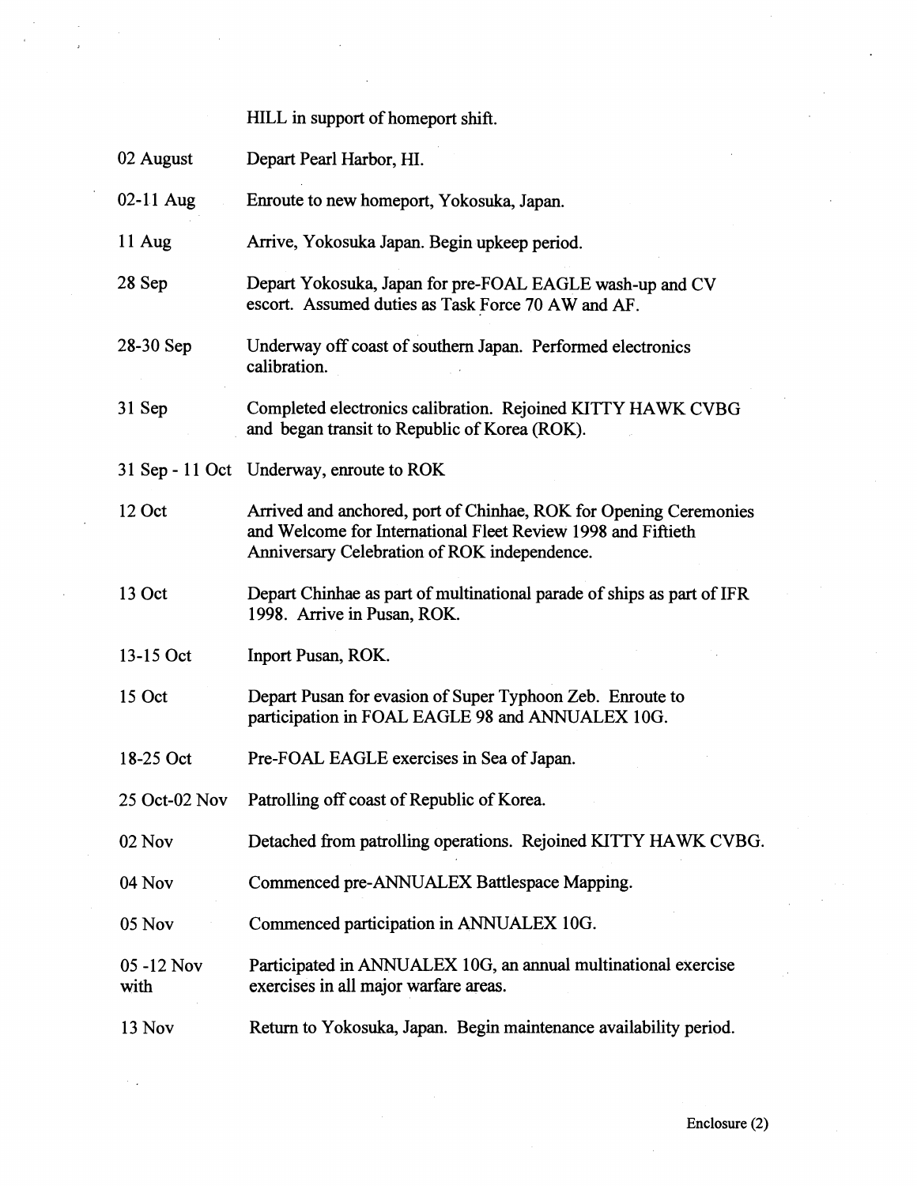HILL in support of homeport shift.

| | |
|---|---|
| 02 August | Depart Pearl Harbor, HI. |
| 02-11 Aug | Enroute to new homeport, Yokosuka, Japan. |
| 11 Aug | Arrive, Yokosuka Japan. Begin upkeep period. |
| 28 Sep | Depart Yokosuka, Japan for pre-FOAL EAGLE wash-up and CV escort. Assumed duties as Task Force 70 AW and AF. |
| 28-30 Sep | Underway off coast of southern Japan. Performed electronics calibration. |
| 31 Sep | Completed electronics calibration. Rejoined KITTY HAWK CVBG and began transit to Republic of Korea (ROK). |
| 31 Sep - 11 Oct | Underway, enroute to ROK |
| 12 Oct | Arrived and anchored, port of Chinhae, ROK for Opening Ceremonies and Welcome for International Fleet Review 1998 and Fiftieth Anniversary Celebration of ROK independence. |
| 13 Oct | Depart Chinhae as part of multinational parade of ships as part of IFR 1998. Arrive in Pusan, ROK. |
| 13-15 Oct | Inport Pusan, ROK. |
| 15 Oct | Depart Pusan for evasion of Super Typhoon Zeb. Enroute to participation in FOAL EAGLE 98 and ANNUALEX 10G. |
| 18-25 Oct | Pre-FOAL EAGLE exercises in Sea of Japan. |
| 25 Oct-02 Nov | Patrolling off coast of Republic of Korea. |
| 02 Nov | Detached from patrolling operations. Rejoined KITTY HAWK CVBG. |
| 04 Nov | Commenced pre-ANNUALEX Battlespace Mapping. |
| 05 Nov | Commenced participation in ANNUALEX 10G. |
| 05 -12 Nov with | Participated in ANNUALEX 10G, an annual multinational exercise exercises in all major warfare areas. |
| 13 Nov | Return to Yokosuka, Japan. Begin maintenance availability period. |

Enclosure (2)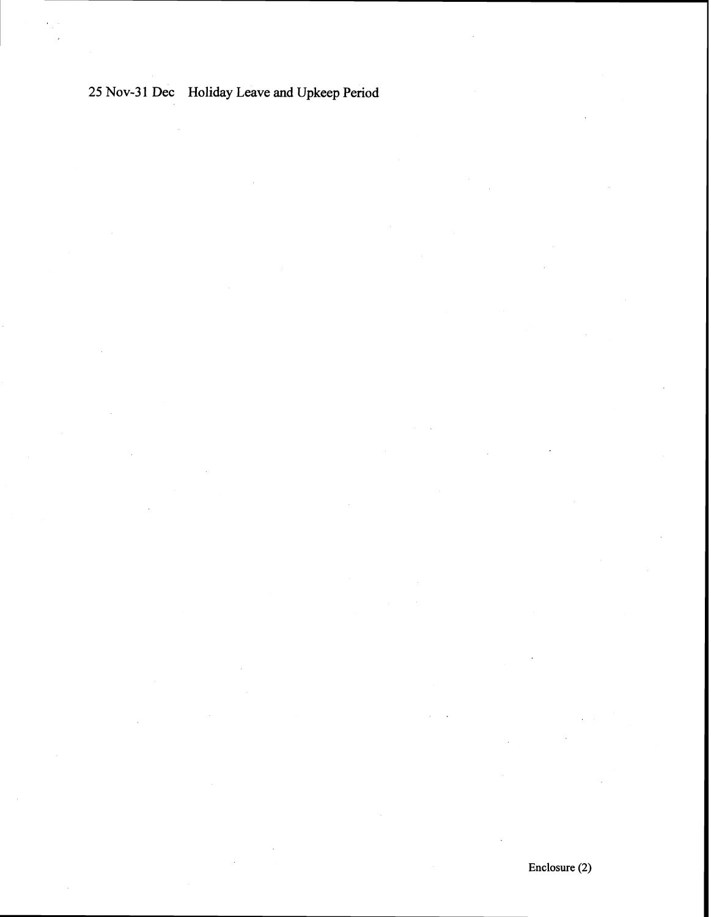25 Nov-31 Dec    Holiday Leave and Upkeep Period

Enclosure (2)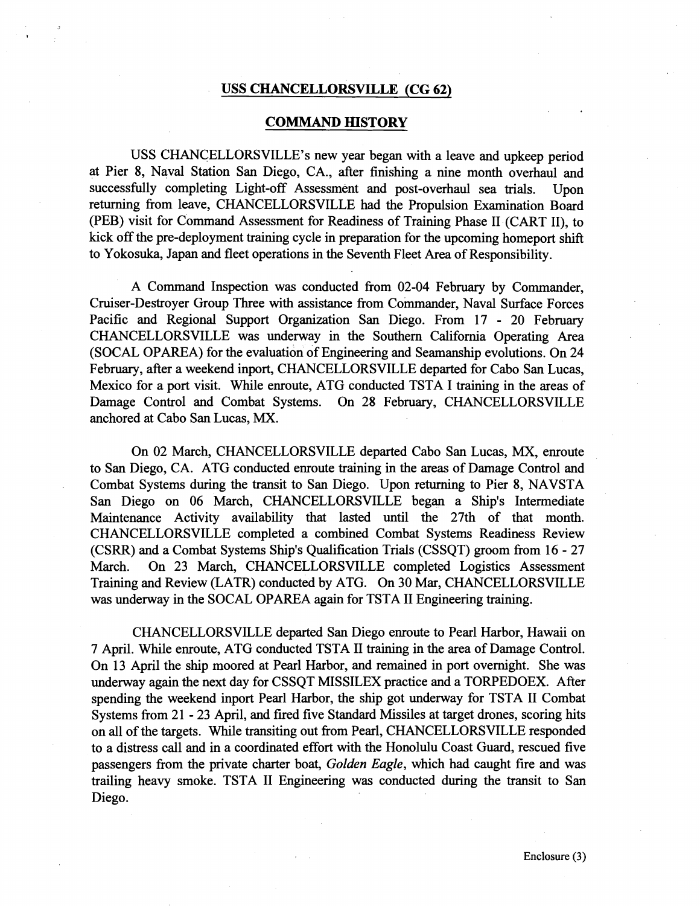## USS CHANCELLORSVILLE (CG 62)

## COMMAND HISTORY

USS CHANCELLORSVILLE's new year began with a leave and upkeep period at Pier 8, Naval Station San Diego, CA., after finishing a nine month overhaul and successfully completing Light-off Assessment and post-overhaul sea trials. Upon returning from leave, CHANCELLORSVILLE had the Propulsion Examination Board (PEB) visit for Command Assessment for Readiness of Training Phase II (CART II), to kick off the pre-deployment training cycle in preparation for the upcoming homeport shift to Yokosuka, Japan and fleet operations in the Seventh Fleet Area of Responsibility.

A Command Inspection was conducted from 02-04 February by Commander, Cruiser-Destroyer Group Three with assistance from Commander, Naval Surface Forces Pacific and Regional Support Organization San Diego. From 17 - 20 February CHANCELLORSVILLE was underway in the Southern California Operating Area (SOCAL OPAREA) for the evaluation of Engineering and Seamanship evolutions. On 24 February, after a weekend inport, CHANCELLORSVILLE departed for Cabo San Lucas, Mexico for a port visit. While enroute, ATG conducted TSTA I training in the areas of Damage Control and Combat Systems. On 28 February, CHANCELLORSVILLE anchored at Cabo San Lucas, MX.

On 02 March, CHANCELLORSVILLE departed Cabo San Lucas, MX, enroute to San Diego, CA. ATG conducted enroute training in the areas of Damage Control and Combat Systems during the transit to San Diego. Upon returning to Pier 8, NAVSTA San Diego on 06 March, CHANCELLORSVILLE began a Ship's Intermediate Maintenance Activity availability that lasted until the 27th of that month. CHANCELLORSVILLE completed a combined Combat Systems Readiness Review (CSRR) and a Combat Systems Ship's Qualification Trials (CSSQT) groom from 16 - 27 March. On 23 March, CHANCELLORSVILLE completed Logistics Assessment Training and Review (LATR) conducted by ATG. On 30 Mar, CHANCELLORSVILLE was underway in the SOCAL OPAREA again for TSTA II Engineering training.

CHANCELLORSVILLE departed San Diego enroute to Pearl Harbor, Hawaii on 7 April. While enroute, ATG conducted TSTA II training in the area of Damage Control. On 13 April the ship moored at Pearl Harbor, and remained in port overnight. She was underway again the next day for CSSQT MISSILEX practice and a TORPEDOEX. After spending the weekend inport Pearl Harbor, the ship got underway for TSTA II Combat Systems from 21 - 23 April, and fired five Standard Missiles at target drones, scoring hits on all of the targets. While transiting out from Pearl, CHANCELLORSVILLE responded to a distress call and in a coordinated effort with the Honolulu Coast Guard, rescued five passengers from the private charter boat, *Golden Eagle*, which had caught fire and was trailing heavy smoke. TSTA II Engineering was conducted during the transit to San Diego.

Enclosure (3)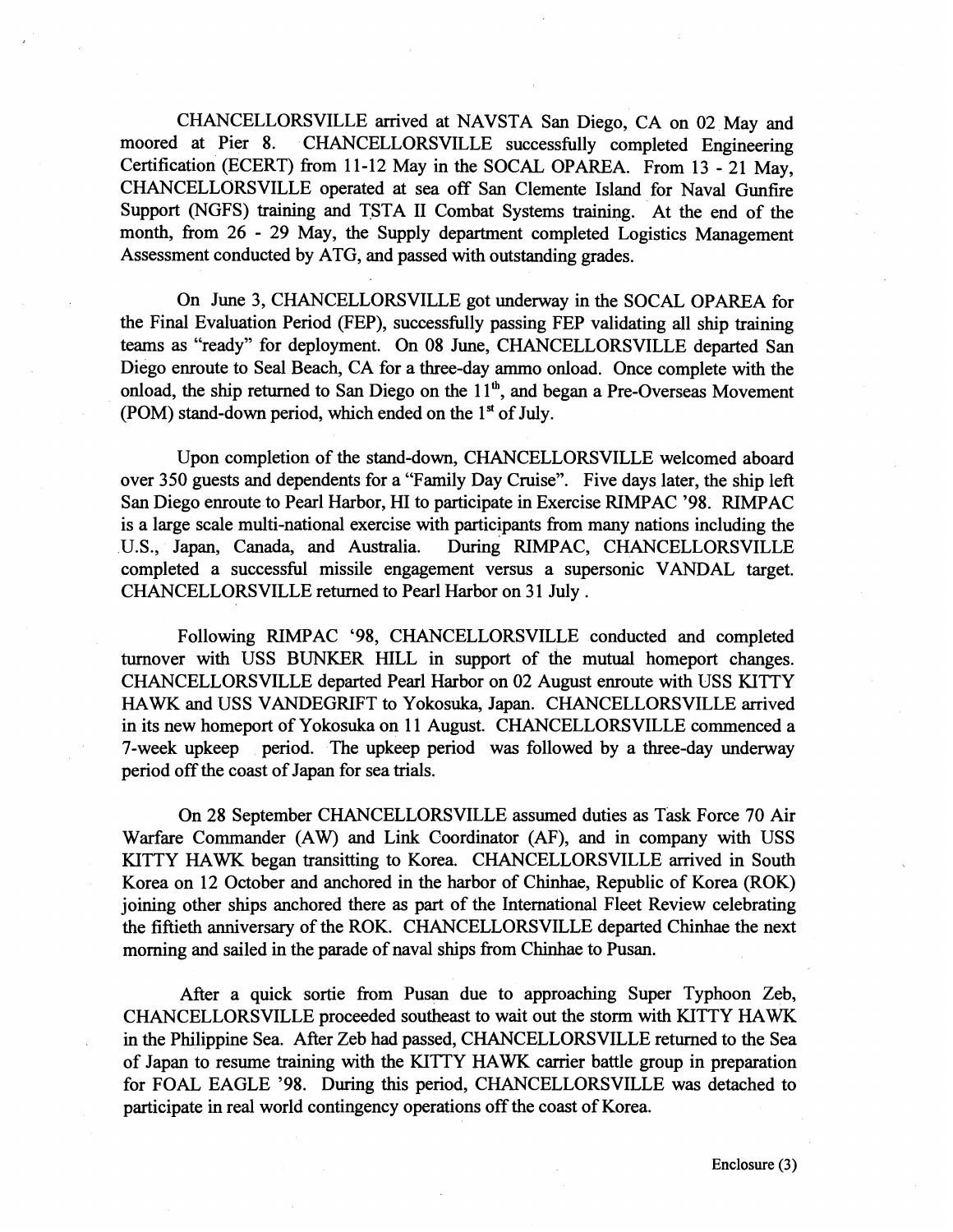CHANCELLORSVILLE arrived at NAVSTA San Diego, CA on 02 May and moored at Pier 8. CHANCELLORSVILLE successfully completed Engineering Certification (ECERT) from 11-12 May in the SOCAL OPAREA. From 13 - 21 May, CHANCELLORSVILLE operated at sea off San Clemente Island for Naval Gunfire Support (NGFS) training and TSTA II Combat Systems training. At the end of the month, from 26 - 29 May, the Supply department completed Logistics Management Assessment conducted by ATG, and passed with outstanding grades.

On June 3, CHANCELLORSVILLE got underway in the SOCAL OPAREA for the Final Evaluation Period (FEP), successfully passing FEP validating all ship training teams as "ready" for deployment. On 08 June, CHANCELLORSVILLE departed San Diego enroute to Seal Beach, CA for a three-day ammo onload. Once complete with the onload, the ship returned to San Diego on the 11th, and began a Pre-Overseas Movement (POM) stand-down period, which ended on the 1st of July.

Upon completion of the stand-down, CHANCELLORSVILLE welcomed aboard over 350 guests and dependents for a "Family Day Cruise". Five days later, the ship left San Diego enroute to Pearl Harbor, HI to participate in Exercise RIMPAC '98. RIMPAC is a large scale multi-national exercise with participants from many nations including the U.S., Japan, Canada, and Australia. During RIMPAC, CHANCELLORSVILLE completed a successful missile engagement versus a supersonic VANDAL target. CHANCELLORSVILLE returned to Pearl Harbor on 31 July .

Following RIMPAC '98, CHANCELLORSVILLE conducted and completed turnover with USS BUNKER HILL in support of the mutual homeport changes. CHANCELLORSVILLE departed Pearl Harbor on 02 August enroute with USS KITTY HAWK and USS VANDEGRIFT to Yokosuka, Japan. CHANCELLORSVILLE arrived in its new homeport of Yokosuka on 11 August. CHANCELLORSVILLE commenced a 7-week upkeep period. The upkeep period was followed by a three-day underway period off the coast of Japan for sea trials.

On 28 September CHANCELLORSVILLE assumed duties as Task Force 70 Air Warfare Commander (AW) and Link Coordinator (AF), and in company with USS KITTY HAWK began transitting to Korea. CHANCELLORSVILLE arrived in South Korea on 12 October and anchored in the harbor of Chinhae, Republic of Korea (ROK) joining other ships anchored there as part of the International Fleet Review celebrating the fiftieth anniversary of the ROK. CHANCELLORSVILLE departed Chinhae the next morning and sailed in the parade of naval ships from Chinhae to Pusan.

After a quick sortie from Pusan due to approaching Super Typhoon Zeb, CHANCELLORSVILLE proceeded southeast to wait out the storm with KITTY HAWK in the Philippine Sea. After Zeb had passed, CHANCELLORSVILLE returned to the Sea of Japan to resume training with the KITTY HAWK carrier battle group in preparation for FOAL EAGLE '98. During this period, CHANCELLORSVILLE was detached to participate in real world contingency operations off the coast of Korea.

Enclosure (3)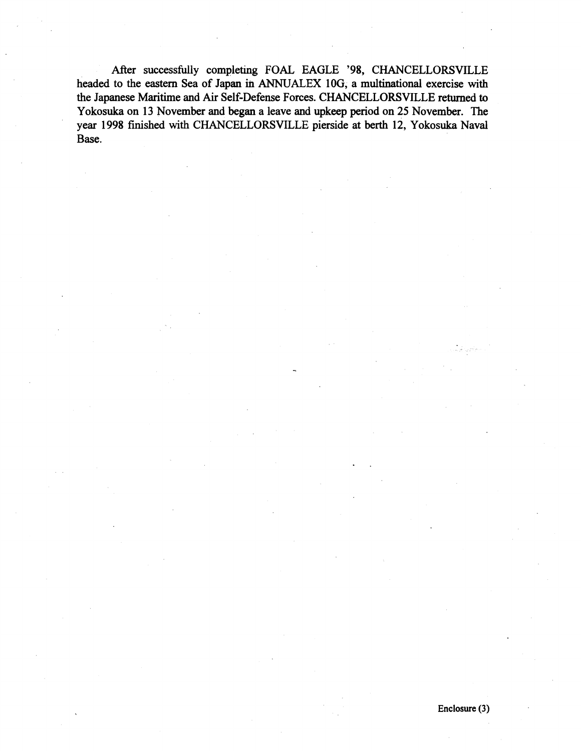After successfully completing FOAL EAGLE '98, CHANCELLORSVILLE headed to the eastern Sea of Japan in ANNUALEX 10G, a multinational exercise with the Japanese Maritime and Air Self-Defense Forces. CHANCELLORSVILLE returned to Yokosuka on 13 November and began a leave and upkeep period on 25 November. The year 1998 finished with CHANCELLORSVILLE pierside at berth 12, Yokosuka Naval Base.

Enclosure (3)